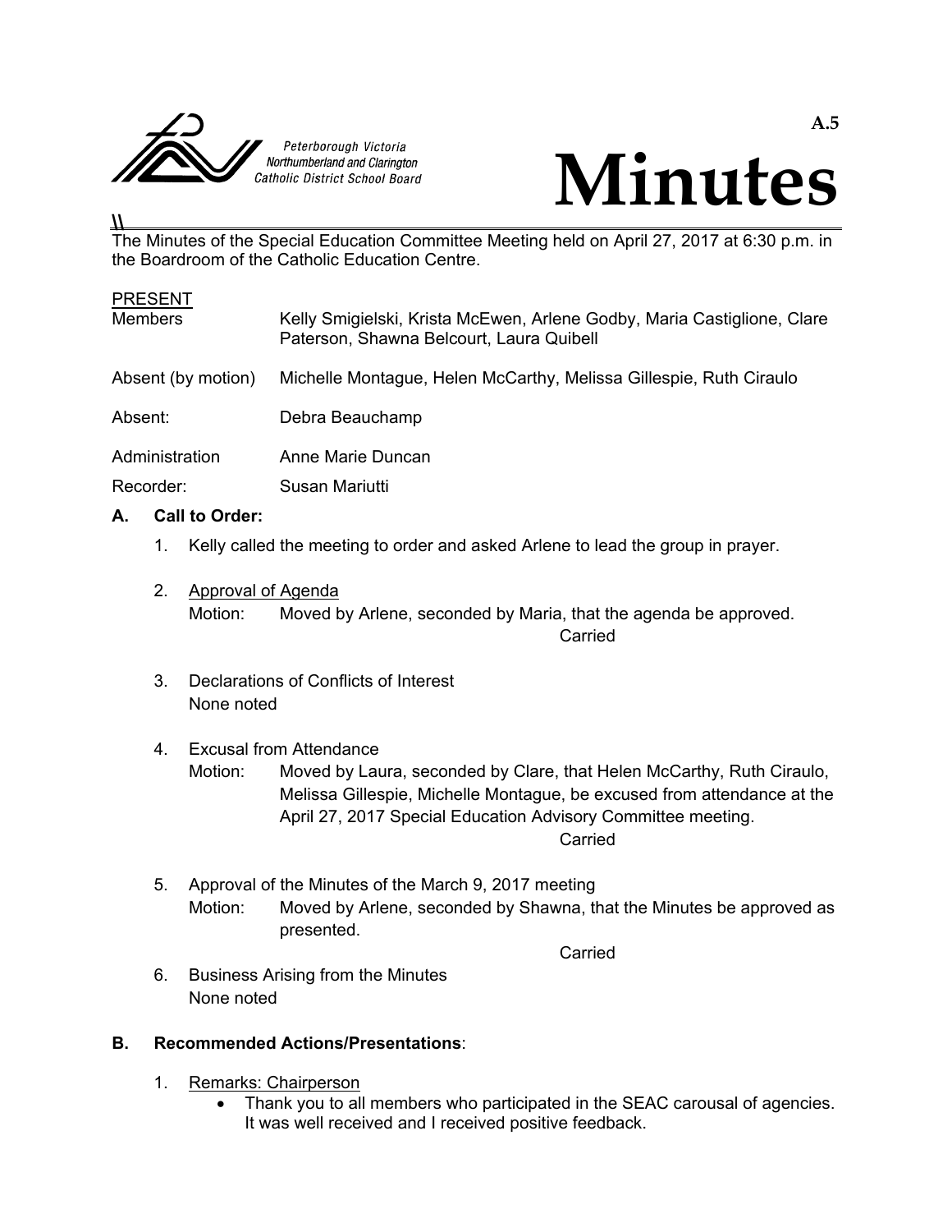Peterborough Victoria Northumberland and Clarington Catholic District School Board

A.5

# Minutes

The Minutes of the Special Education Committee Meeting held on April 27, 2017 at 6:30 p.m. in the Boardroom of the Catholic Education Centre.

PRESENT

| | |
|---|---|
| Members | Kelly Smigielski, Krista McEwen, Arlene Godby, Maria Castiglione, Clare Paterson, Shawna Belcourt, Laura Quibell |
| Absent (by motion) | Michelle Montague, Helen McCarthy, Melissa Gillespie, Ruth Ciraulo |
| Absent: | Debra Beauchamp |
| Administration | Anne Marie Duncan |
| Recorder: | Susan Mariutti |

## A. Call to Order:

1. Kelly called the meeting to order and asked Arlene to lead the group in prayer.

2. Approval of Agenda
   Motion: Moved by Arlene, seconded by Maria, that the agenda be approved.
   Carried

3. Declarations of Conflicts of Interest
   None noted

4. Excusal from Attendance
   Motion: Moved by Laura, seconded by Clare, that Helen McCarthy, Ruth Ciraulo, Melissa Gillespie, Michelle Montague, be excused from attendance at the April 27, 2017 Special Education Advisory Committee meeting.
   Carried

5. Approval of the Minutes of the March 9, 2017 meeting
   Motion: Moved by Arlene, seconded by Shawna, that the Minutes be approved as presented.
   Carried

6. Business Arising from the Minutes
   None noted

## B. Recommended Actions/Presentations:

1. Remarks: Chairperson
   - Thank you to all members who participated in the SEAC carousal of agencies. It was well received and I received positive feedback.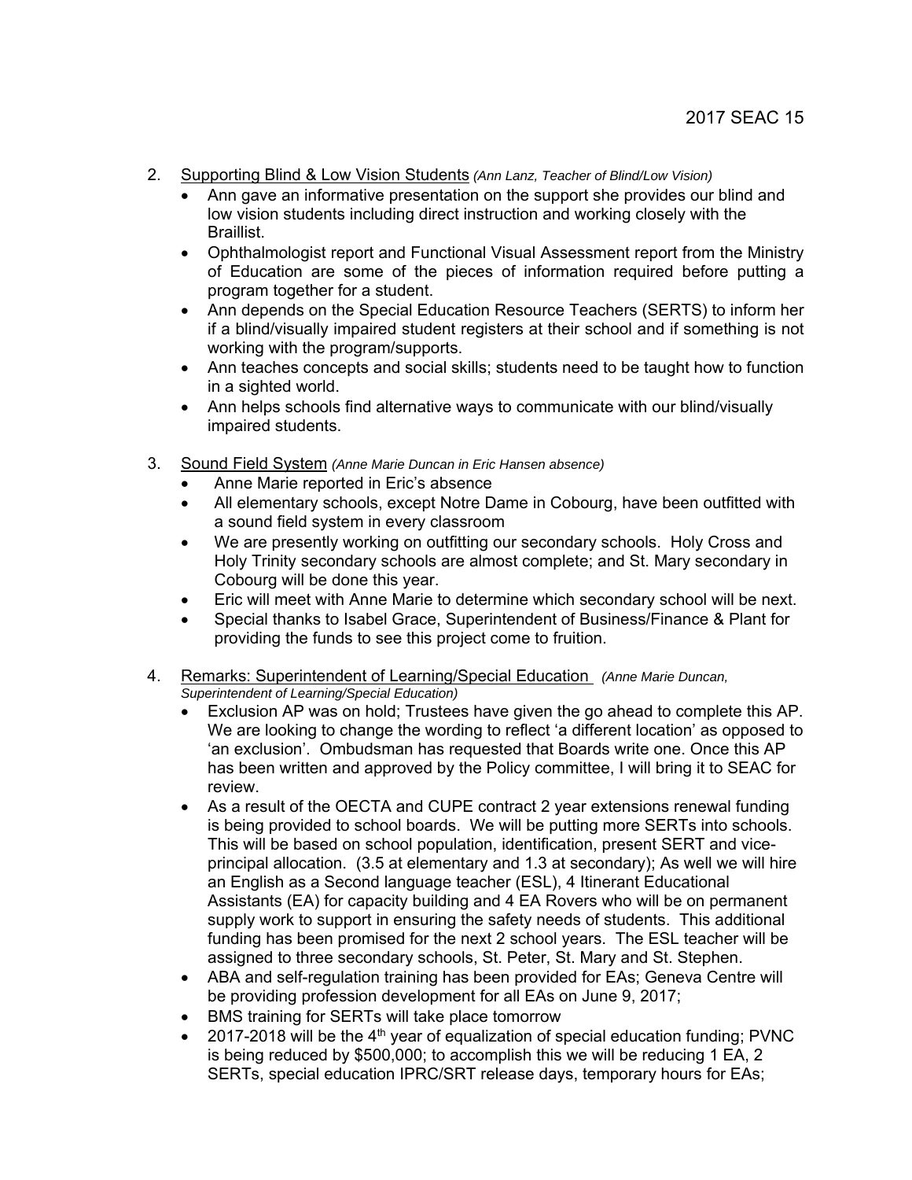2. Supporting Blind & Low Vision Students *(Ann Lanz, Teacher of Blind/Low Vision)*
   - Ann gave an informative presentation on the support she provides our blind and low vision students including direct instruction and working closely with the Braillist.
   - Ophthalmologist report and Functional Visual Assessment report from the Ministry of Education are some of the pieces of information required before putting a program together for a student.
   - Ann depends on the Special Education Resource Teachers (SERTS) to inform her if a blind/visually impaired student registers at their school and if something is not working with the program/supports.
   - Ann teaches concepts and social skills; students need to be taught how to function in a sighted world.
   - Ann helps schools find alternative ways to communicate with our blind/visually impaired students.

3. Sound Field System *(Anne Marie Duncan in Eric Hansen absence)*
   - Anne Marie reported in Eric's absence
   - All elementary schools, except Notre Dame in Cobourg, have been outfitted with a sound field system in every classroom
   - We are presently working on outfitting our secondary schools. Holy Cross and Holy Trinity secondary schools are almost complete; and St. Mary secondary in Cobourg will be done this year.
   - Eric will meet with Anne Marie to determine which secondary school will be next.
   - Special thanks to Isabel Grace, Superintendent of Business/Finance & Plant for providing the funds to see this project come to fruition.

4. Remarks: Superintendent of Learning/Special Education *(Anne Marie Duncan, Superintendent of Learning/Special Education)*
   - Exclusion AP was on hold; Trustees have given the go ahead to complete this AP. We are looking to change the wording to reflect 'a different location' as opposed to 'an exclusion'. Ombudsman has requested that Boards write one. Once this AP has been written and approved by the Policy committee, I will bring it to SEAC for review.
   - As a result of the OECTA and CUPE contract 2 year extensions renewal funding is being provided to school boards. We will be putting more SERTs into schools. This will be based on school population, identification, present SERT and vice-principal allocation. (3.5 at elementary and 1.3 at secondary); As well we will hire an English as a Second language teacher (ESL), 4 Itinerant Educational Assistants (EA) for capacity building and 4 EA Rovers who will be on permanent supply work to support in ensuring the safety needs of students. This additional funding has been promised for the next 2 school years. The ESL teacher will be assigned to three secondary schools, St. Peter, St. Mary and St. Stephen.
   - ABA and self-regulation training has been provided for EAs; Geneva Centre will be providing profession development for all EAs on June 9, 2017;
   - BMS training for SERTs will take place tomorrow
   - 2017-2018 will be the 4th year of equalization of special education funding; PVNC is being reduced by $500,000; to accomplish this we will be reducing 1 EA, 2 SERTs, special education IPRC/SRT release days, temporary hours for EAs;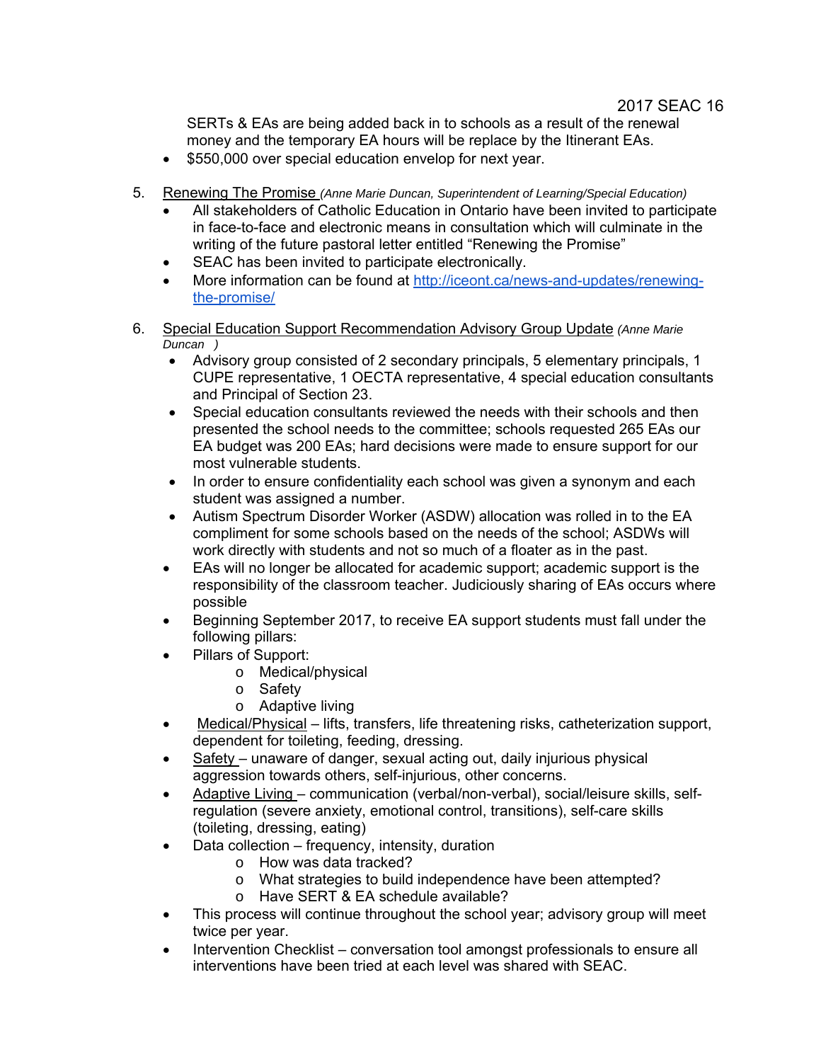SERTs & EAs are being added back in to schools as a result of the renewal money and the temporary EA hours will be replace by the Itinerant EAs.

- $550,000 over special education envelop for next year.

5. <u>Renewing The Promise</u> *(Anne Marie Duncan, Superintendent of Learning/Special Education)*
   - All stakeholders of Catholic Education in Ontario have been invited to participate in face-to-face and electronic means in consultation which will culminate in the writing of the future pastoral letter entitled "Renewing the Promise"
   - SEAC has been invited to participate electronically.
   - More information can be found at [http://iceont.ca/news-and-updates/renewing-the-promise/](http://iceont.ca/news-and-updates/renewing-the-promise/)

6. <u>Special Education Support Recommendation Advisory Group Update</u> *(Anne Marie Duncan )*
   - Advisory group consisted of 2 secondary principals, 5 elementary principals, 1 CUPE representative, 1 OECTA representative, 4 special education consultants and Principal of Section 23.
   - Special education consultants reviewed the needs with their schools and then presented the school needs to the committee; schools requested 265 EAs our EA budget was 200 EAs; hard decisions were made to ensure support for our most vulnerable students.
   - In order to ensure confidentiality each school was given a synonym and each student was assigned a number.
   - Autism Spectrum Disorder Worker (ASDW) allocation was rolled in to the EA compliment for some schools based on the needs of the school; ASDWs will work directly with students and not so much of a floater as in the past.
   - EAs will no longer be allocated for academic support; academic support is the responsibility of the classroom teacher. Judiciously sharing of EAs occurs where possible
   - Beginning September 2017, to receive EA support students must fall under the following pillars:
   - Pillars of Support:
     - Medical/physical
     - Safety
     - Adaptive living
   - <u>Medical/Physical</u> – lifts, transfers, life threatening risks, catheterization support, dependent for toileting, feeding, dressing.
   - <u>Safety</u> – unaware of danger, sexual acting out, daily injurious physical aggression towards others, self-injurious, other concerns.
   - <u>Adaptive Living</u> – communication (verbal/non-verbal), social/leisure skills, self-regulation (severe anxiety, emotional control, transitions), self-care skills (toileting, dressing, eating)
   - Data collection – frequency, intensity, duration
     - How was data tracked?
     - What strategies to build independence have been attempted?
     - Have SERT & EA schedule available?
   - This process will continue throughout the school year; advisory group will meet twice per year.
   - Intervention Checklist – conversation tool amongst professionals to ensure all interventions have been tried at each level was shared with SEAC.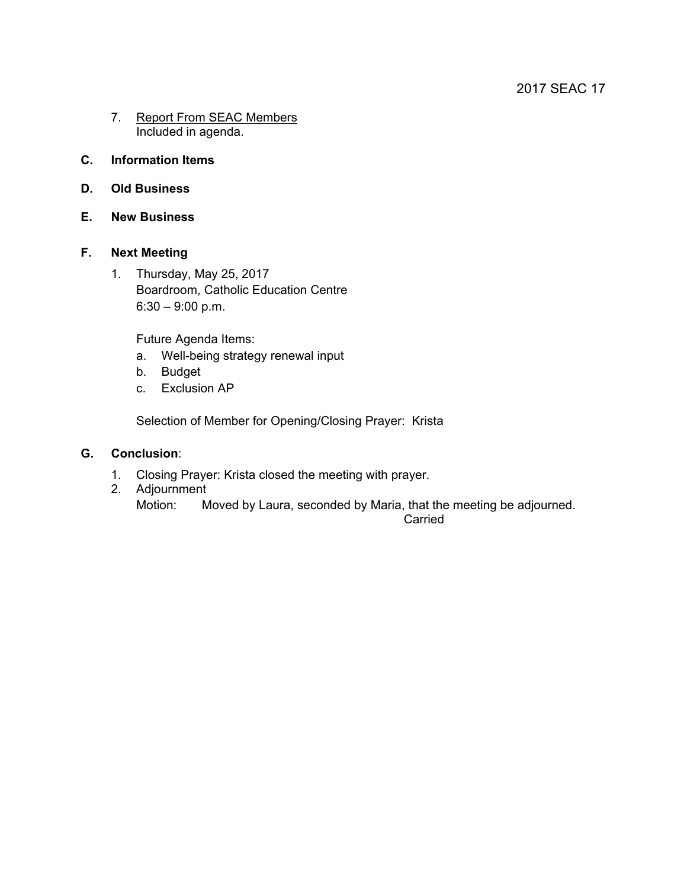7. Report From SEAC Members
   Included in agenda.

**C. Information Items**

**D. Old Business**

**E. New Business**

**F. Next Meeting**

1. Thursday, May 25, 2017
   Boardroom, Catholic Education Centre
   6:30 – 9:00 p.m.

   Future Agenda Items:
   a. Well-being strategy renewal input
   b. Budget
   c. Exclusion AP

   Selection of Member for Opening/Closing Prayer: Krista

**G. Conclusion**:

1. Closing Prayer: Krista closed the meeting with prayer.
2. Adjournment
   Motion: Moved by Laura, seconded by Maria, that the meeting be adjourned.
   Carried